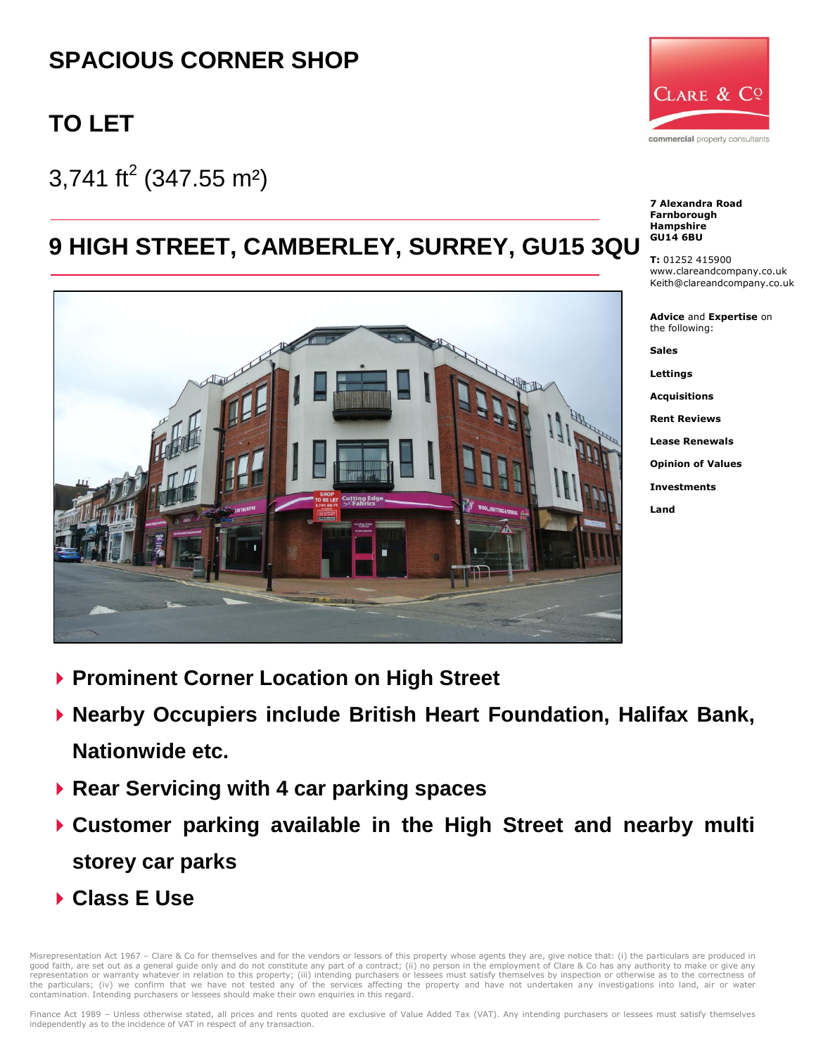# SPACIOUS CORNER SHOP

## TO LET

3,741 $ft^2$ (347.55 $m^2$)

## 9 HIGH STREET, CAMBERLEY, SURREY, GU15 3QU

**7 Alexandra Road**
**Farnborough**
**Hampshire**
**GU14 6BU**

**T:** 01252 415900
www.clareandcompany.co.uk
Keith@clareandcompany.co.uk

**Advice** and **Expertise** on the following:

**Sales**

**Lettings**

**Acquisitions**

**Rent Reviews**

**Lease Renewals**

**Opinion of Values**

**Investments**

**Land**

- **Prominent Corner Location on High Street**
- **Nearby Occupiers include British Heart Foundation, Halifax Bank, Nationwide etc.**
- **Rear Servicing with 4 car parking spaces**
- **Customer parking available in the High Street and nearby multi storey car parks**
- **Class E Use**

Misrepresentation Act 1967 – Clare & Co for themselves and for the vendors or lessors of this property whose agents they are, give notice that: (i) the particulars are produced in good faith, are set out as a general guide only and do not constitute any part of a contract; (ii) no person in the employment of Clare & Co has any authority to make or give any representation or warranty whatever in relation to this property; (iii) intending purchasers or lessees must satisfy themselves by inspection or otherwise as to the correctness of the particulars; (iv) we confirm that we have not tested any of the services affecting the property and have not undertaken any investigations into land, air or water contamination. Intending purchasers or lessees should make their own enquiries in this regard.

Finance Act 1989 – Unless otherwise stated, all prices and rents quoted are exclusive of Value Added Tax (VAT). Any intending purchasers or lessees must satisfy themselves independently as to the incidence of VAT in respect of any transaction.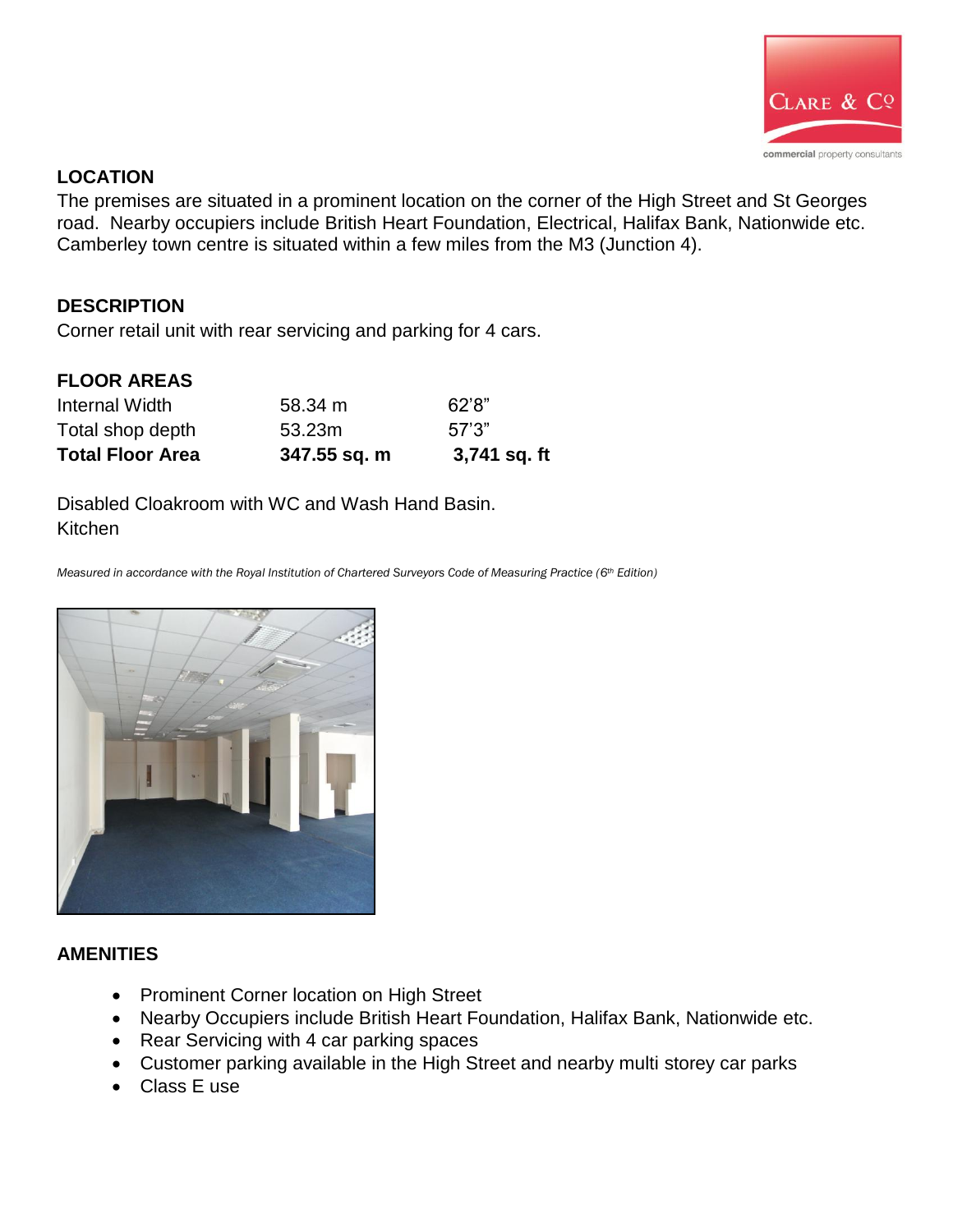## LOCATION

The premises are situated in a prominent location on the corner of the High Street and St Georges road. Nearby occupiers include British Heart Foundation, Electrical, Halifax Bank, Nationwide etc. Camberley town centre is situated within a few miles from the M3 (Junction 4).

## DESCRIPTION

Corner retail unit with rear servicing and parking for 4 cars.

## FLOOR AREAS

| | | |
|---|---|---|
| Internal Width | 58.34 m | 62'8" |
| Total shop depth | 53.23m | 57'3" |
| **Total Floor Area** | **347.55 sq. m** | **3,741 sq. ft** |

Disabled Cloakroom with WC and Wash Hand Basin.
Kitchen

*Measured in accordance with the Royal Institution of Chartered Surveyors Code of Measuring Practice (6th Edition)*

## AMENITIES

- Prominent Corner location on High Street
- Nearby Occupiers include British Heart Foundation, Halifax Bank, Nationwide etc.
- Rear Servicing with 4 car parking spaces
- Customer parking available in the High Street and nearby multi storey car parks
- Class E use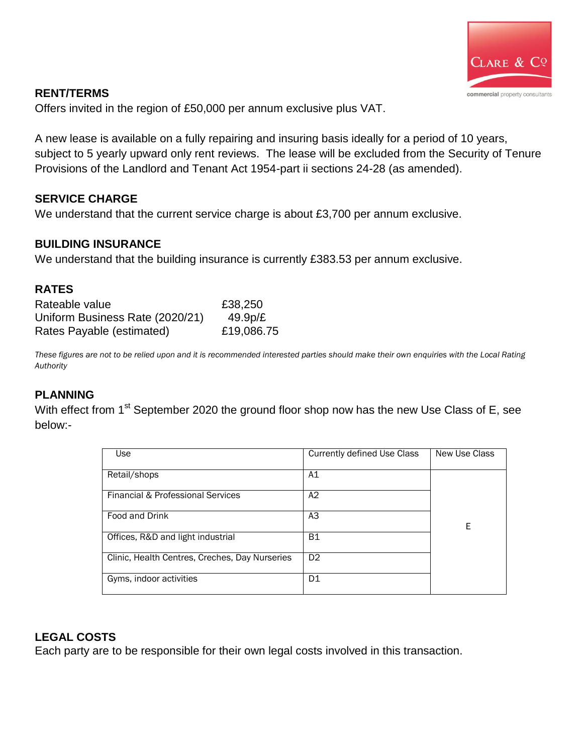## RENT/TERMS

Offers invited in the region of £50,000 per annum exclusive plus VAT.

A new lease is available on a fully repairing and insuring basis ideally for a period of 10 years, subject to 5 yearly upward only rent reviews. The lease will be excluded from the Security of Tenure Provisions of the Landlord and Tenant Act 1954-part ii sections 24-28 (as amended).

## SERVICE CHARGE

We understand that the current service charge is about £3,700 per annum exclusive.

## BUILDING INSURANCE

We understand that the building insurance is currently £383.53 per annum exclusive.

## RATES

| | |
|---|---|
| Rateable value | £38,250 |
| Uniform Business Rate (2020/21) | 49.9p/£ |
| Rates Payable (estimated) | £19,086.75 |

*These figures are not to be relied upon and it is recommended interested parties should make their own enquiries with the Local Rating Authority*

## PLANNING

With effect from 1st September 2020 the ground floor shop now has the new Use Class of E, see below:-

| Use | Currently defined Use Class | New Use Class |
|---|---|---|
| Retail/shops | A1 | E |
| Financial & Professional Services | A2 | |
| Food and Drink | A3 | |
| Offices, R&D and light industrial | B1 | |
| Clinic, Health Centres, Creches, Day Nurseries | D2 | |
| Gyms, indoor activities | D1 | |

## LEGAL COSTS

Each party are to be responsible for their own legal costs involved in this transaction.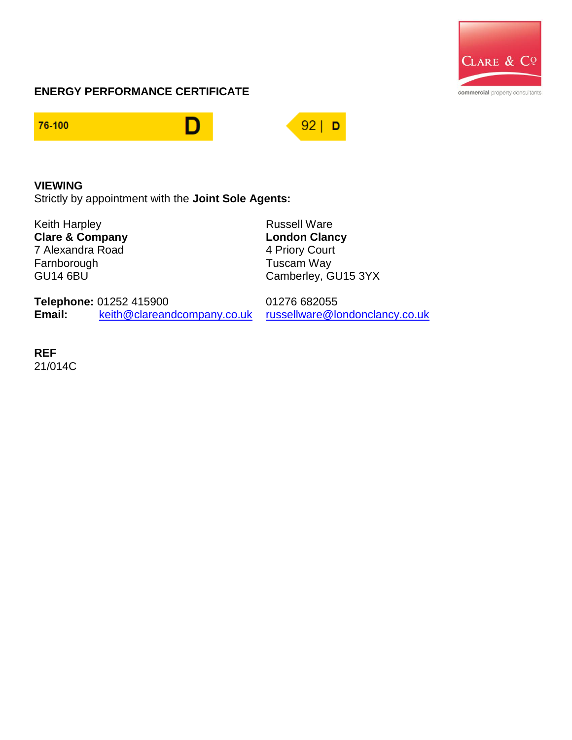## ENERGY PERFORMANCE CERTIFICATE

76-100 **D**

92 | D

**VIEWING**
Strictly by appointment with the **Joint Sole Agents:**

Keith Harpley
**Clare & Company**
7 Alexandra Road
Farnborough
GU14 6BU

**Telephone:** 01252 415900
**Email:** keith@clareandcompany.co.uk

Russell Ware
**London Clancy**
4 Priory Court
Tuscam Way
Camberley, GU15 3YX

01276 682055
russellware@londonclancy.co.uk

**REF**
21/014C